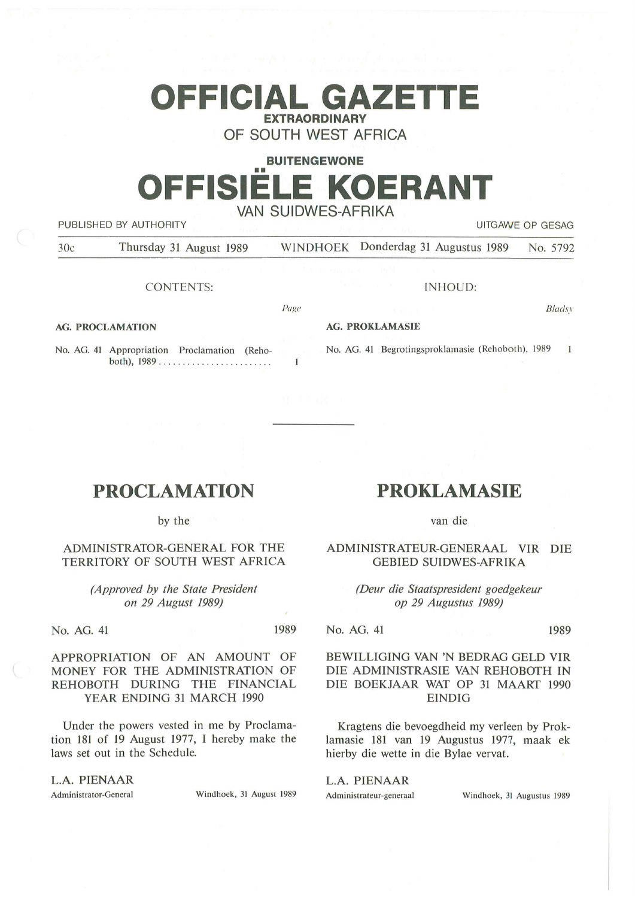# OFFICIAL GAZETTE

**EXTRAORDINARY**

OF SOUTH WEST AFRICA

**BUITENGEWONE**

# OFFISIËLE KOERANT

VAN SUIDWES-AFRIKA

PUBLISHED BY AUTHORITY — UITGAWE OP GESAG

30c — Thursday 31 August 1989 — WINDHOEK — Donderdag 31 Augustus 1989 — No. 5792

CONTENTS:

| | Page |
|---|---|
| **AG. PROCLAMATION** | |
| No. AG. 41 Appropriation Proclamation (Rehoboth), 1989 ........................ | 1 |

INHOUD:

| | Bladsy |
|---|---|
| **AG. PROKLAMASIE** | |
| No. AG. 41 Begrotingsproklamasie (Rehoboth), 1989 | 1 |

---

## PROCLAMATION

by the

ADMINISTRATOR-GENERAL FOR THE TERRITORY OF SOUTH WEST AFRICA

*(Approved by the State President on 29 August 1989)*

No. AG. 41 — 1989

APPROPRIATION OF AN AMOUNT OF MONEY FOR THE ADMINISTRATION OF REHOBOTH DURING THE FINANCIAL YEAR ENDING 31 MARCH 1990

Under the powers vested in me by Proclamation 181 of 19 August 1977, I hereby make the laws set out in the Schedule.

L.A. PIENAAR

Administrator-General — Windhoek, 31 August 1989

## PROKLAMASIE

van die

ADMINISTRATEUR-GENERAAL VIR DIE GEBIED SUIDWES-AFRIKA

*(Deur die Staatspresident goedgekeur op 29 Augustus 1989)*

No. AG. 41 — 1989

BEWILLIGING VAN 'N BEDRAG GELD VIR DIE ADMINISTRASIE VAN REHOBOTH IN DIE BOEKJAAR WAT OP 31 MAART 1990 EINDIG

Kragtens die bevoegdheid my verleen by Proklamasie 181 van 19 Augustus 1977, maak ek hierby die wette in die Bylae vervat.

L.A. PIENAAR

Administrateur-generaal — Windhoek, 31 Augustus 1989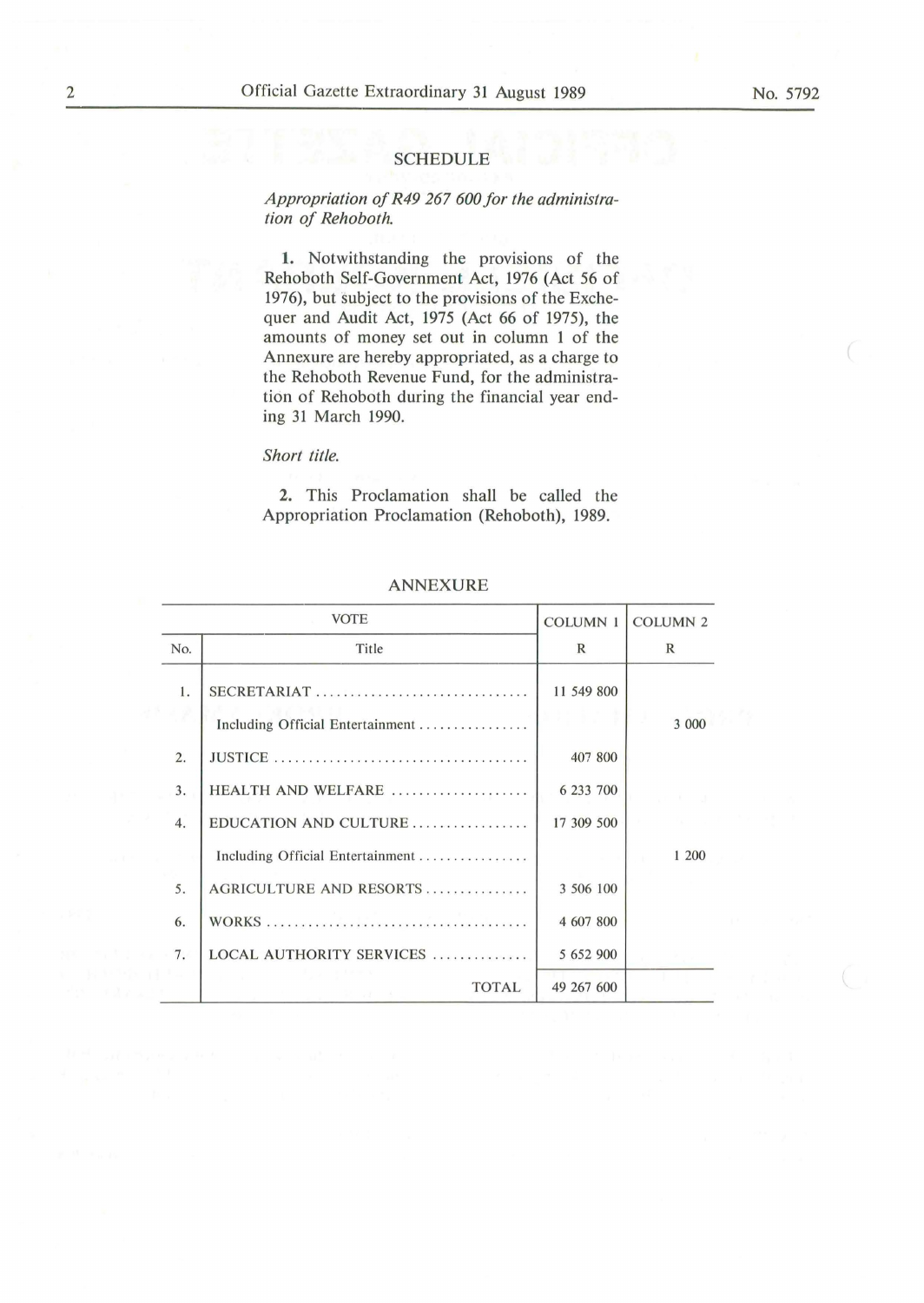## SCHEDULE

*Appropriation of R49 267 600 for the administration of Rehoboth.*

**1.** Notwithstanding the provisions of the Rehoboth Self-Government Act, 1976 (Act 56 of 1976), but subject to the provisions of the Exchequer and Audit Act, 1975 (Act 66 of 1975), the amounts of money set out in column 1 of the Annexure are hereby appropriated, as a charge to the Rehoboth Revenue Fund, for the administration of Rehoboth during the financial year ending 31 March 1990.

*Short title.*

**2.** This Proclamation shall be called the Appropriation Proclamation (Rehoboth), 1989.

### ANNEXURE

| VOTE | | COLUMN 1 | COLUMN 2 |
|---|---|---|---|
| No. | Title | R | R |
| 1. | SECRETARIAT | 11 549 800 | |
| | Including Official Entertainment | | 3 000 |
| 2. | JUSTICE | 407 800 | |
| 3. | HEALTH AND WELFARE | 6 233 700 | |
| 4. | EDUCATION AND CULTURE | 17 309 500 | |
| | Including Official Entertainment | | 1 200 |
| 5. | AGRICULTURE AND RESORTS | 3 506 100 | |
| 6. | WORKS | 4 607 800 | |
| 7. | LOCAL AUTHORITY SERVICES | 5 652 900 | |
| | TOTAL | 49 267 600 | |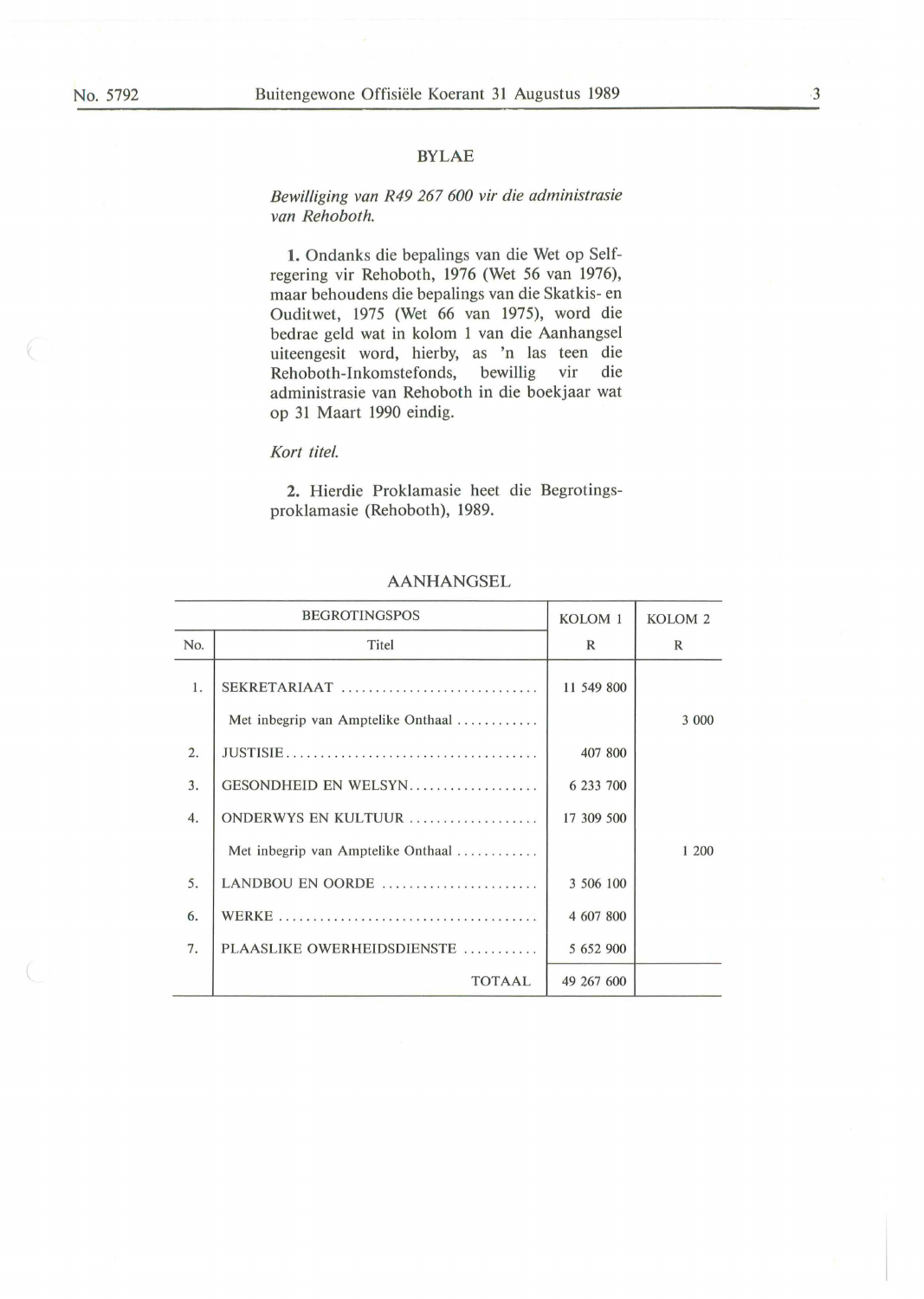## BYLAE

*Bewilliging van R49 267 600 vir die administrasie van Rehoboth.*

**1.** Ondanks die bepalings van die Wet op Selfregering vir Rehoboth, 1976 (Wet 56 van 1976), maar behoudens die bepalings van die Skatkis- en Ouditwet, 1975 (Wet 66 van 1975), word die bedrae geld wat in kolom 1 van die Aanhangsel uiteengesit word, hierby, as 'n las teen die Rehoboth-Inkomstefonds, bewillig vir die administrasie van Rehoboth in die boekjaar wat op 31 Maart 1990 eindig.

*Kort titel.*

**2.** Hierdie Proklamasie heet die Begrotingsproklamasie (Rehoboth), 1989.

## AANHANGSEL

| BEGROTINGSPOS | | KOLOM 1 | KOLOM 2 |
|---|---|---|---|
| No. | Titel | R | R |
| 1. | SEKRETARIAAT | 11 549 800 | |
| | Met inbegrip van Amptelike Onthaal | | 3 000 |
| 2. | JUSTISIE | 407 800 | |
| 3. | GESONDHEID EN WELSYN | 6 233 700 | |
| 4. | ONDERWYS EN KULTUUR | 17 309 500 | |
| | Met inbegrip van Amptelike Onthaal | | 1 200 |
| 5. | LANDBOU EN OORDE | 3 506 100 | |
| 6. | WERKE | 4 607 800 | |
| 7. | PLAASLIKE OWERHEIDSDIENSTE | 5 652 900 | |
| | TOTAAL | 49 267 600 | |